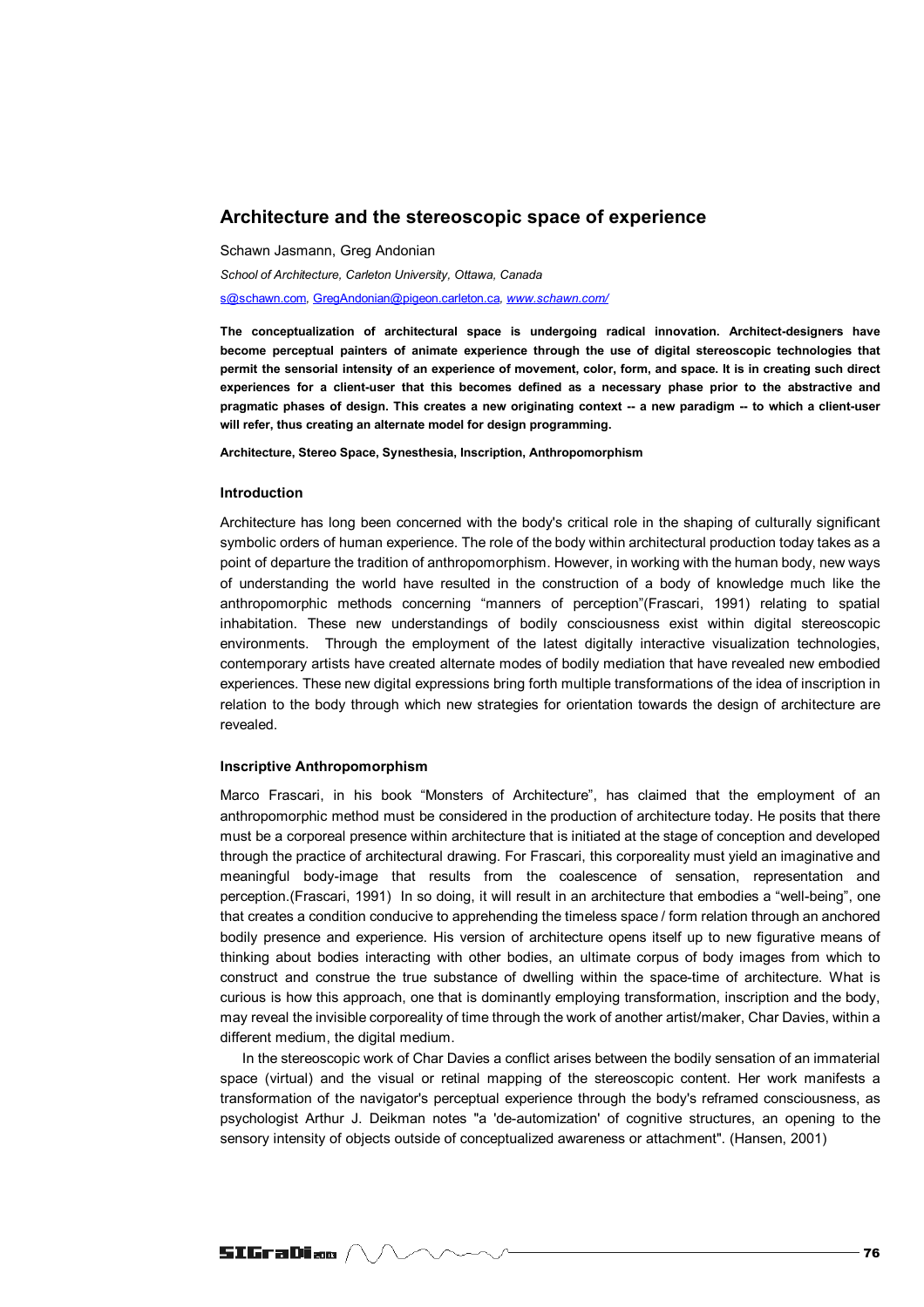# Architecture and the stereoscopic space of experience

Schawn Jasmann, Greg Andonian

*School of Architecture, Carleton University, Ottawa, Canada*

s@schawn.com, GregAndonian@pigeon.carleton.ca, *www.schawn.com/*

**The conceptualization of architectural space is undergoing radical innovation. Architect-designers have become perceptual painters of animate experience through the use of digital stereoscopic technologies that permit the sensorial intensity of an experience of movement, color, form, and space. It is in creating such direct experiences for a client-user that this becomes defined as a necessary phase prior to the abstractive and pragmatic phases of design. This creates a new originating context -- a new paradigm -- to which a client-user will refer, thus creating an alternate model for design programming.**

**Architecture, Stereo Space, Synesthesia, Inscription, Anthropomorphism**

## Introduction

Architecture has long been concerned with the body's critical role in the shaping of culturally significant symbolic orders of human experience. The role of the body within architectural production today takes as a point of departure the tradition of anthropomorphism. However, in working with the human body, new ways of understanding the world have resulted in the construction of a body of knowledge much like the anthropomorphic methods concerning "manners of perception"(Frascari, 1991) relating to spatial inhabitation. These new understandings of bodily consciousness exist within digital stereoscopic environments. Through the employment of the latest digitally interactive visualization technologies, contemporary artists have created alternate modes of bodily mediation that have revealed new embodied experiences. These new digital expressions bring forth multiple transformations of the idea of inscription in relation to the body through which new strategies for orientation towards the design of architecture are revealed.

## Inscriptive Anthropomorphism

Marco Frascari, in his book "Monsters of Architecture", has claimed that the employment of an anthropomorphic method must be considered in the production of architecture today. He posits that there must be a corporeal presence within architecture that is initiated at the stage of conception and developed through the practice of architectural drawing. For Frascari, this corporeality must yield an imaginative and meaningful body-image that results from the coalescence of sensation, representation and perception.(Frascari, 1991) In so doing, it will result in an architecture that embodies a "well-being", one that creates a condition conducive to apprehending the timeless space / form relation through an anchored bodily presence and experience. His version of architecture opens itself up to new figurative means of thinking about bodies interacting with other bodies, an ultimate corpus of body images from which to construct and construe the true substance of dwelling within the space-time of architecture. What is curious is how this approach, one that is dominantly employing transformation, inscription and the body, may reveal the invisible corporeality of time through the work of another artist/maker, Char Davies, within a different medium, the digital medium.

In the stereoscopic work of Char Davies a conflict arises between the bodily sensation of an immaterial space (virtual) and the visual or retinal mapping of the stereoscopic content. Her work manifests a transformation of the navigator's perceptual experience through the body's reframed consciousness, as psychologist Arthur J. Deikman notes "a 'de-automization' of cognitive structures, an opening to the sensory intensity of objects outside of conceptualized awareness or attachment". (Hansen, 2001)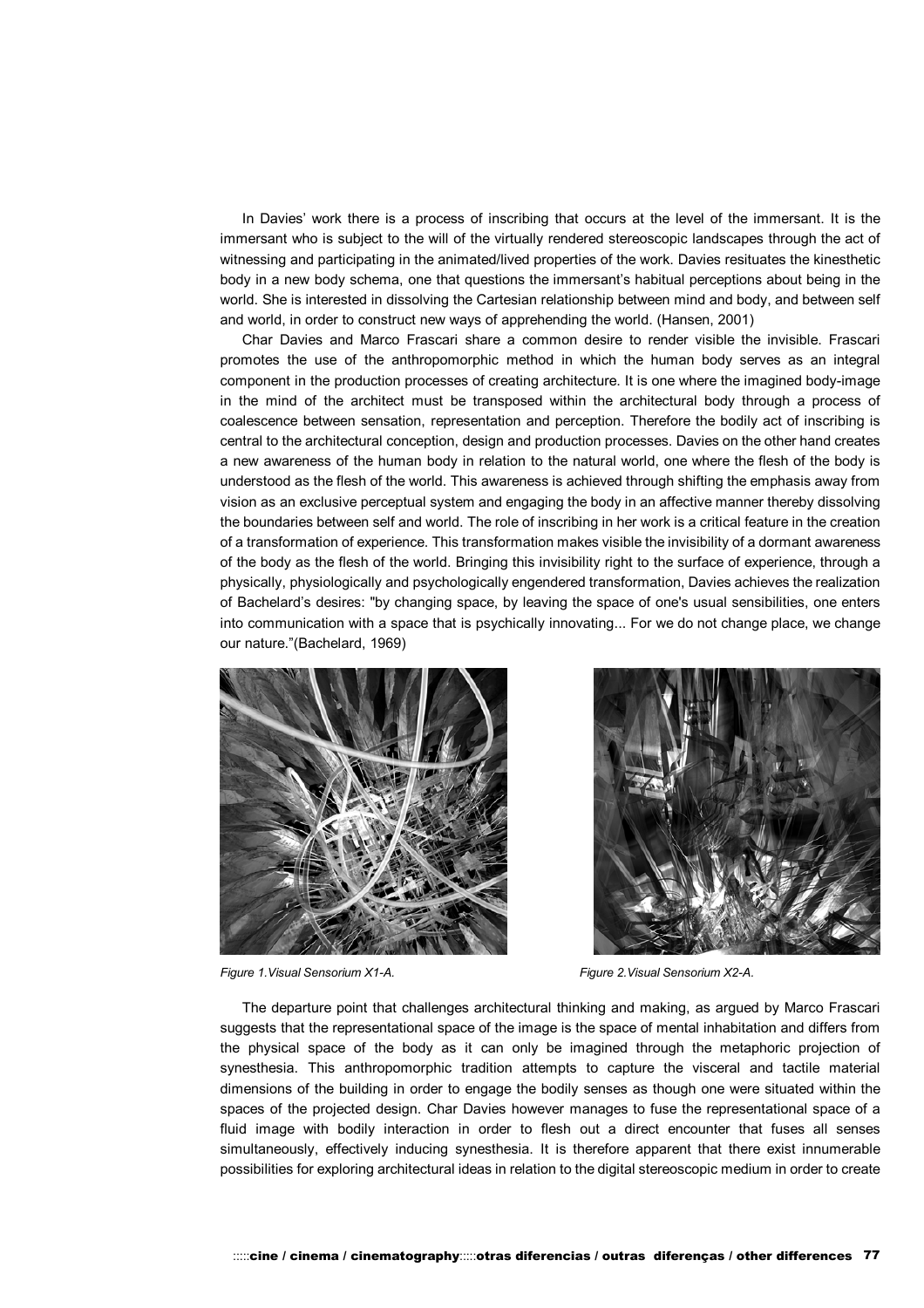In Davies' work there is a process of inscribing that occurs at the level of the immersant. It is the immersant who is subject to the will of the virtually rendered stereoscopic landscapes through the act of witnessing and participating in the animated/lived properties of the work. Davies resituates the kinesthetic body in a new body schema, one that questions the immersant's habitual perceptions about being in the world. She is interested in dissolving the Cartesian relationship between mind and body, and between self and world, in order to construct new ways of apprehending the world. (Hansen, 2001)

Char Davies and Marco Frascari share a common desire to render visible the invisible. Frascari promotes the use of the anthropomorphic method in which the human body serves as an integral component in the production processes of creating architecture. It is one where the imagined body-image in the mind of the architect must be transposed within the architectural body through a process of coalescence between sensation, representation and perception. Therefore the bodily act of inscribing is central to the architectural conception, design and production processes. Davies on the other hand creates a new awareness of the human body in relation to the natural world, one where the flesh of the body is understood as the flesh of the world. This awareness is achieved through shifting the emphasis away from vision as an exclusive perceptual system and engaging the body in an affective manner thereby dissolving the boundaries between self and world. The role of inscribing in her work is a critical feature in the creation of a transformation of experience. This transformation makes visible the invisibility of a dormant awareness of the body as the flesh of the world. Bringing this invisibility right to the surface of experience, through a physically, physiologically and psychologically engendered transformation, Davies achieves the realization of Bachelard's desires: "by changing space, by leaving the space of one's usual sensibilities, one enters into communication with a space that is psychically innovating... For we do not change place, we change our nature."(Bachelard, 1969)

*Figure 1.Visual Sensorium X1-A.*

*Figure 2.Visual Sensorium X2-A.*

The departure point that challenges architectural thinking and making, as argued by Marco Frascari suggests that the representational space of the image is the space of mental inhabitation and differs from the physical space of the body as it can only be imagined through the metaphoric projection of synesthesia. This anthropomorphic tradition attempts to capture the visceral and tactile material dimensions of the building in order to engage the bodily senses as though one were situated within the spaces of the projected design. Char Davies however manages to fuse the representational space of a fluid image with bodily interaction in order to flesh out a direct encounter that fuses all senses simultaneously, effectively inducing synesthesia. It is therefore apparent that there exist innumerable possibilities for exploring architectural ideas in relation to the digital stereoscopic medium in order to create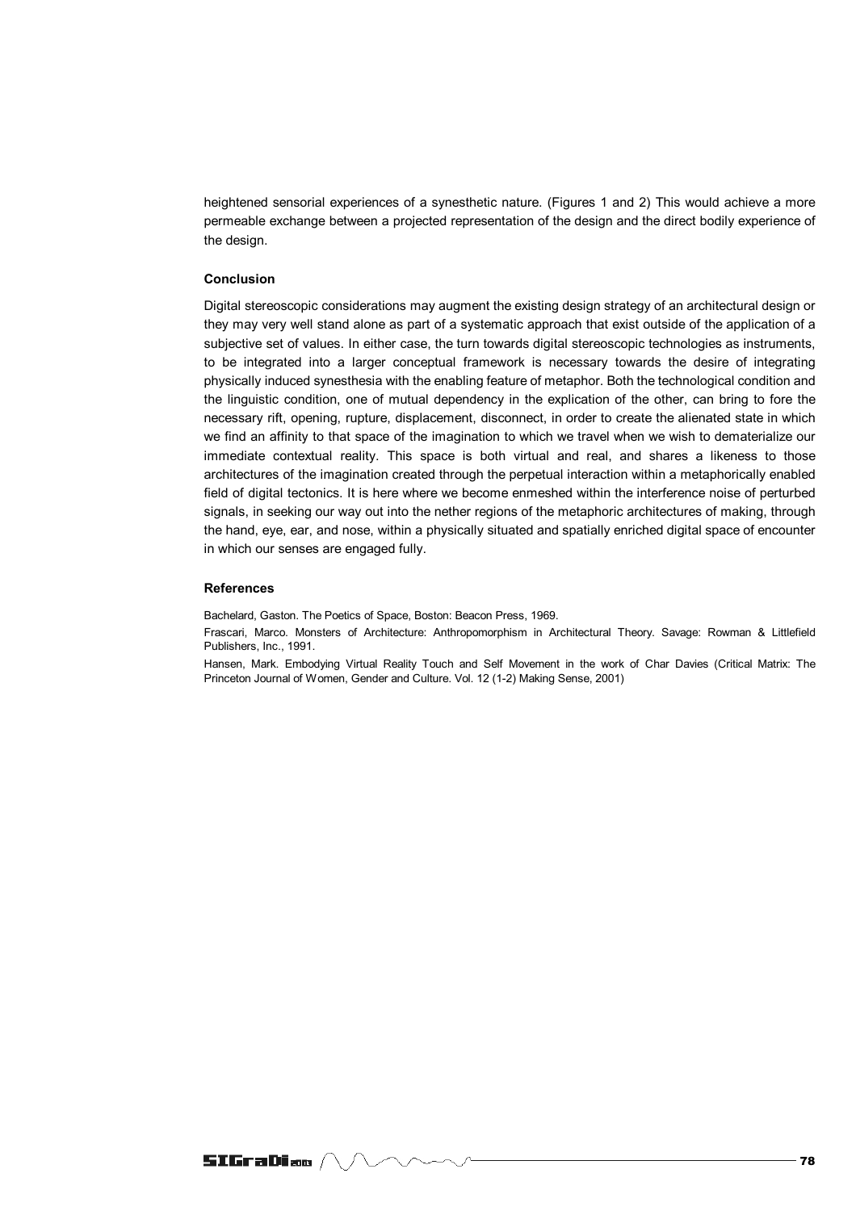heightened sensorial experiences of a synesthetic nature. (Figures 1 and 2) This would achieve a more permeable exchange between a projected representation of the design and the direct bodily experience of the design.

### Conclusion

Digital stereoscopic considerations may augment the existing design strategy of an architectural design or they may very well stand alone as part of a systematic approach that exist outside of the application of a subjective set of values. In either case, the turn towards digital stereoscopic technologies as instruments, to be integrated into a larger conceptual framework is necessary towards the desire of integrating physically induced synesthesia with the enabling feature of metaphor. Both the technological condition and the linguistic condition, one of mutual dependency in the explication of the other, can bring to fore the necessary rift, opening, rupture, displacement, disconnect, in order to create the alienated state in which we find an affinity to that space of the imagination to which we travel when we wish to dematerialize our immediate contextual reality. This space is both virtual and real, and shares a likeness to those architectures of the imagination created through the perpetual interaction within a metaphorically enabled field of digital tectonics. It is here where we become enmeshed within the interference noise of perturbed signals, in seeking our way out into the nether regions of the metaphoric architectures of making, through the hand, eye, ear, and nose, within a physically situated and spatially enriched digital space of encounter in which our senses are engaged fully.

### References

Bachelard, Gaston. The Poetics of Space, Boston: Beacon Press, 1969.

Frascari, Marco. Monsters of Architecture: Anthropomorphism in Architectural Theory. Savage: Rowman & Littlefield Publishers, Inc., 1991.

Hansen, Mark. Embodying Virtual Reality Touch and Self Movement in the work of Char Davies (Critical Matrix: The Princeton Journal of Women, Gender and Culture. Vol. 12 (1-2) Making Sense, 2001)